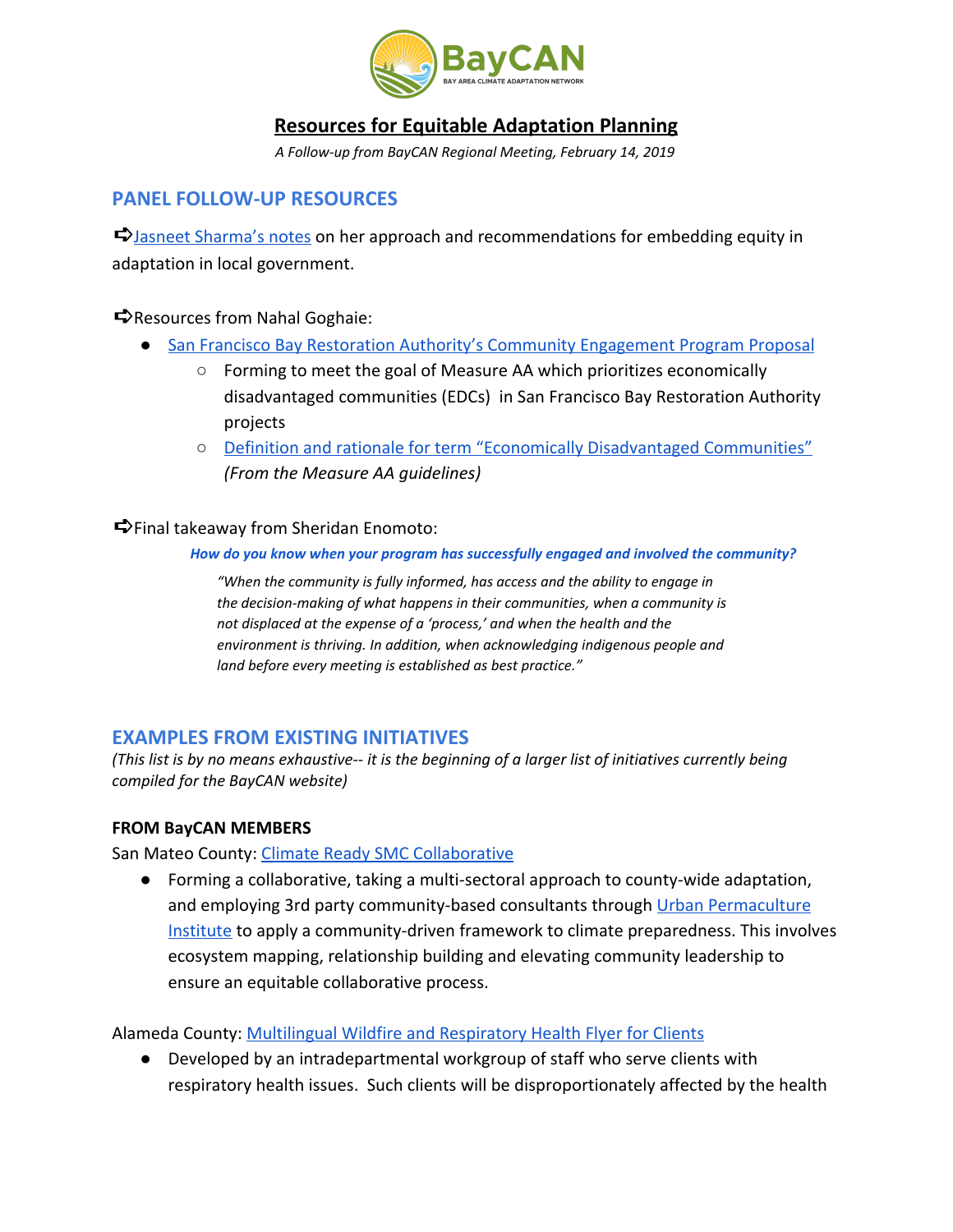# Resources for Equitable Adaptation Planning

*A Follow-up from BayCAN Regional Meeting, February 14, 2019*

## PANEL FOLLOW-UP RESOURCES

➪Jasneet Sharma's notes on her approach and recommendations for embedding equity in adaptation in local government.

➪Resources from Nahal Goghaie:

- San Francisco Bay Restoration Authority's Community Engagement Program Proposal
  - Forming to meet the goal of Measure AA which prioritizes economically disadvantaged communities (EDCs) in San Francisco Bay Restoration Authority projects
  - Definition and rationale for term "Economically Disadvantaged Communities" *(From the Measure AA guidelines)*

➪Final takeaway from Sheridan Enomoto:

***How do you know when your program has successfully engaged and involved the community?***

> *"When the community is fully informed, has access and the ability to engage in the decision-making of what happens in their communities, when a community is not displaced at the expense of a 'process,' and when the health and the environment is thriving. In addition, when acknowledging indigenous people and land before every meeting is established as best practice."*

## EXAMPLES FROM EXISTING INITIATIVES

*(This list is by no means exhaustive-- it is the beginning of a larger list of initiatives currently being compiled for the BayCAN website)*

### FROM BayCAN MEMBERS

San Mateo County: Climate Ready SMC Collaborative

- Forming a collaborative, taking a multi-sectoral approach to county-wide adaptation, and employing 3rd party community-based consultants through Urban Permaculture Institute to apply a community-driven framework to climate preparedness. This involves ecosystem mapping, relationship building and elevating community leadership to ensure an equitable collaborative process.

Alameda County: Multilingual Wildfire and Respiratory Health Flyer for Clients

- Developed by an intradepartmental workgroup of staff who serve clients with respiratory health issues. Such clients will be disproportionately affected by the health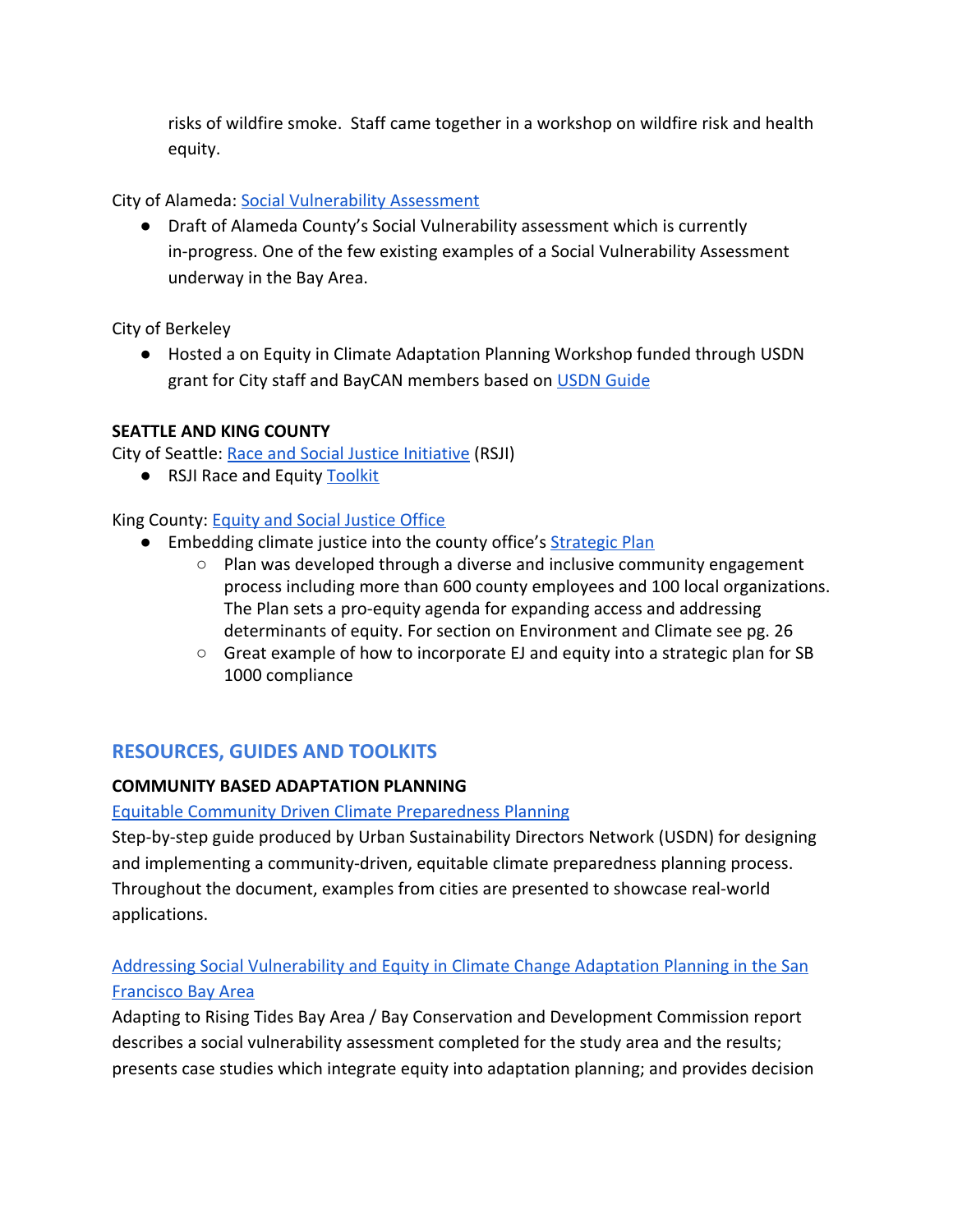risks of wildfire smoke. Staff came together in a workshop on wildfire risk and health equity.

City of Alameda: Social Vulnerability Assessment

- Draft of Alameda County's Social Vulnerability assessment which is currently in-progress. One of the few existing examples of a Social Vulnerability Assessment underway in the Bay Area.

City of Berkeley

- Hosted a on Equity in Climate Adaptation Planning Workshop funded through USDN grant for City staff and BayCAN members based on USDN Guide

**SEATTLE AND KING COUNTY**

City of Seattle: Race and Social Justice Initiative (RSJI)

- RSJI Race and Equity Toolkit

King County: Equity and Social Justice Office

- Embedding climate justice into the county office's Strategic Plan
  - Plan was developed through a diverse and inclusive community engagement process including more than 600 county employees and 100 local organizations. The Plan sets a pro-equity agenda for expanding access and addressing determinants of equity. For section on Environment and Climate see pg. 26
  - Great example of how to incorporate EJ and equity into a strategic plan for SB 1000 compliance

## RESOURCES, GUIDES AND TOOLKITS

**COMMUNITY BASED ADAPTATION PLANNING**

Equitable Community Driven Climate Preparedness Planning

Step-by-step guide produced by Urban Sustainability Directors Network (USDN) for designing and implementing a community-driven, equitable climate preparedness planning process. Throughout the document, examples from cities are presented to showcase real-world applications.

Addressing Social Vulnerability and Equity in Climate Change Adaptation Planning in the San Francisco Bay Area

Adapting to Rising Tides Bay Area / Bay Conservation and Development Commission report describes a social vulnerability assessment completed for the study area and the results; presents case studies which integrate equity into adaptation planning; and provides decision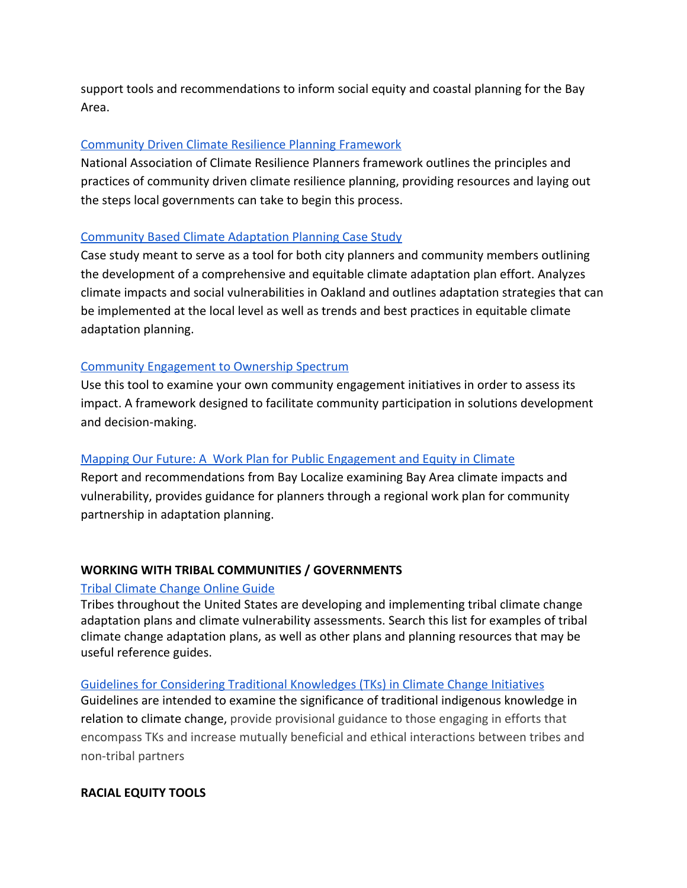support tools and recommendations to inform social equity and coastal planning for the Bay Area.

Community Driven Climate Resilience Planning Framework
National Association of Climate Resilience Planners framework outlines the principles and practices of community driven climate resilience planning, providing resources and laying out the steps local governments can take to begin this process.

Community Based Climate Adaptation Planning Case Study
Case study meant to serve as a tool for both city planners and community members outlining the development of a comprehensive and equitable climate adaptation plan effort. Analyzes climate impacts and social vulnerabilities in Oakland and outlines adaptation strategies that can be implemented at the local level as well as trends and best practices in equitable climate adaptation planning.

Community Engagement to Ownership Spectrum
Use this tool to examine your own community engagement initiatives in order to assess its impact. A framework designed to facilitate community participation in solutions development and decision-making.

Mapping Our Future: A Work Plan for Public Engagement and Equity in Climate
Report and recommendations from Bay Localize examining Bay Area climate impacts and vulnerability, provides guidance for planners through a regional work plan for community partnership in adaptation planning.

**WORKING WITH TRIBAL COMMUNITIES / GOVERNMENTS**

Tribal Climate Change Online Guide
Tribes throughout the United States are developing and implementing tribal climate change adaptation plans and climate vulnerability assessments. Search this list for examples of tribal climate change adaptation plans, as well as other plans and planning resources that may be useful reference guides.

Guidelines for Considering Traditional Knowledges (TKs) in Climate Change Initiatives
Guidelines are intended to examine the significance of traditional indigenous knowledge in relation to climate change, provide provisional guidance to those engaging in efforts that encompass TKs and increase mutually beneficial and ethical interactions between tribes and non-tribal partners

**RACIAL EQUITY TOOLS**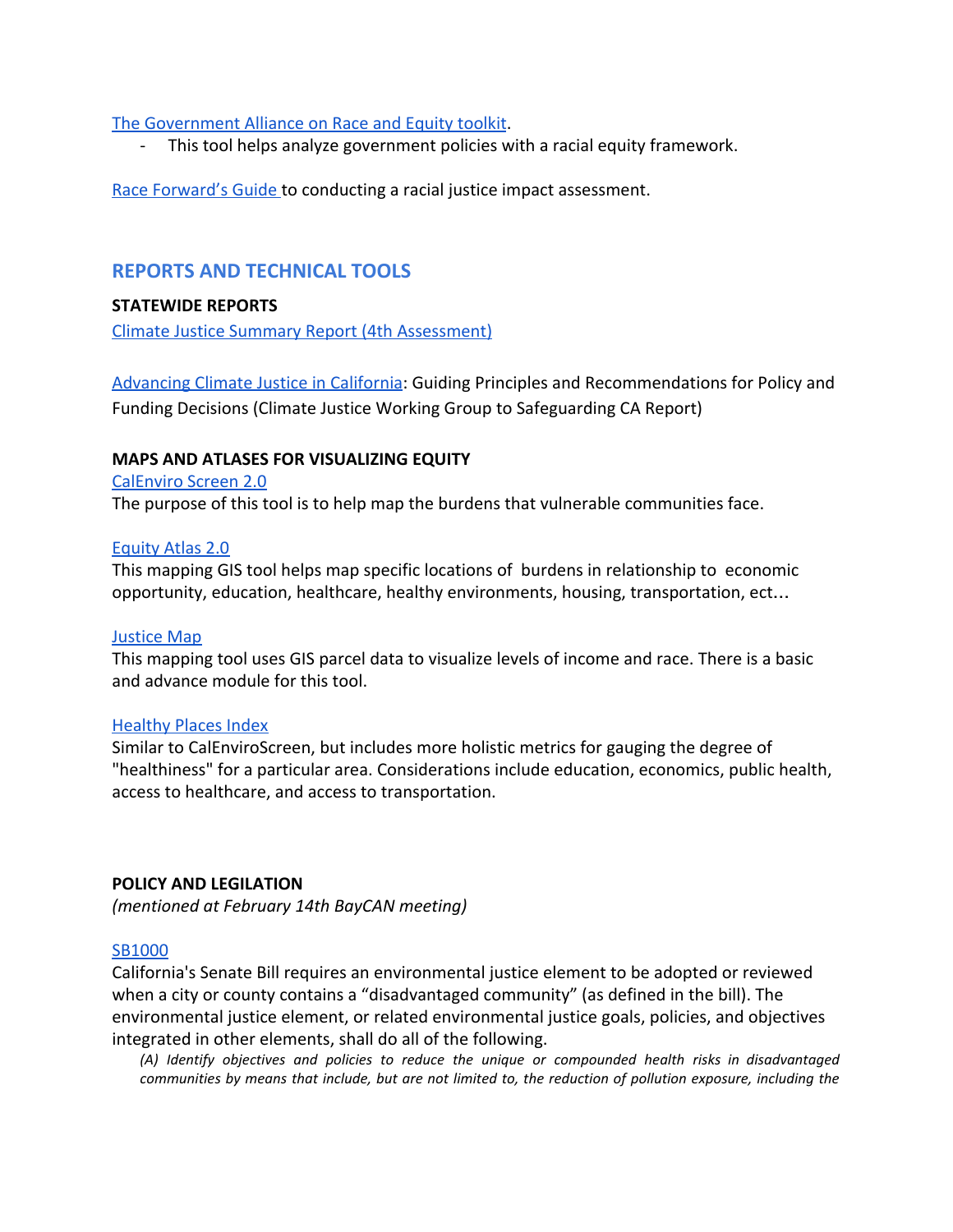[The Government Alliance on Race and Equity toolkit](#).

- This tool helps analyze government policies with a racial equity framework.

[Race Forward's Guide ](#)to conducting a racial justice impact assessment.

## REPORTS AND TECHNICAL TOOLS

**STATEWIDE REPORTS**

[Climate Justice Summary Report (4th Assessment)](#)

[Advancing Climate Justice in California](#): Guiding Principles and Recommendations for Policy and Funding Decisions (Climate Justice Working Group to Safeguarding CA Report)

**MAPS AND ATLASES FOR VISUALIZING EQUITY**

[CalEnviro Screen 2.0](#)
The purpose of this tool is to help map the burdens that vulnerable communities face.

[Equity Atlas 2.0](#)
This mapping GIS tool helps map specific locations of burdens in relationship to economic opportunity, education, healthcare, healthy environments, housing, transportation, ect…

[Justice Map](#)
This mapping tool uses GIS parcel data to visualize levels of income and race. There is a basic and advance module for this tool.

[Healthy Places Index](#)
Similar to CalEnviroScreen, but includes more holistic metrics for gauging the degree of "healthiness" for a particular area. Considerations include education, economics, public health, access to healthcare, and access to transportation.

**POLICY AND LEGILATION**

*(mentioned at February 14th BayCAN meeting)*

[SB1000](#)
California's Senate Bill requires an environmental justice element to be adopted or reviewed when a city or county contains a "disadvantaged community" (as defined in the bill). The environmental justice element, or related environmental justice goals, policies, and objectives integrated in other elements, shall do all of the following.

> *(A) Identify objectives and policies to reduce the unique or compounded health risks in disadvantaged communities by means that include, but are not limited to, the reduction of pollution exposure, including the*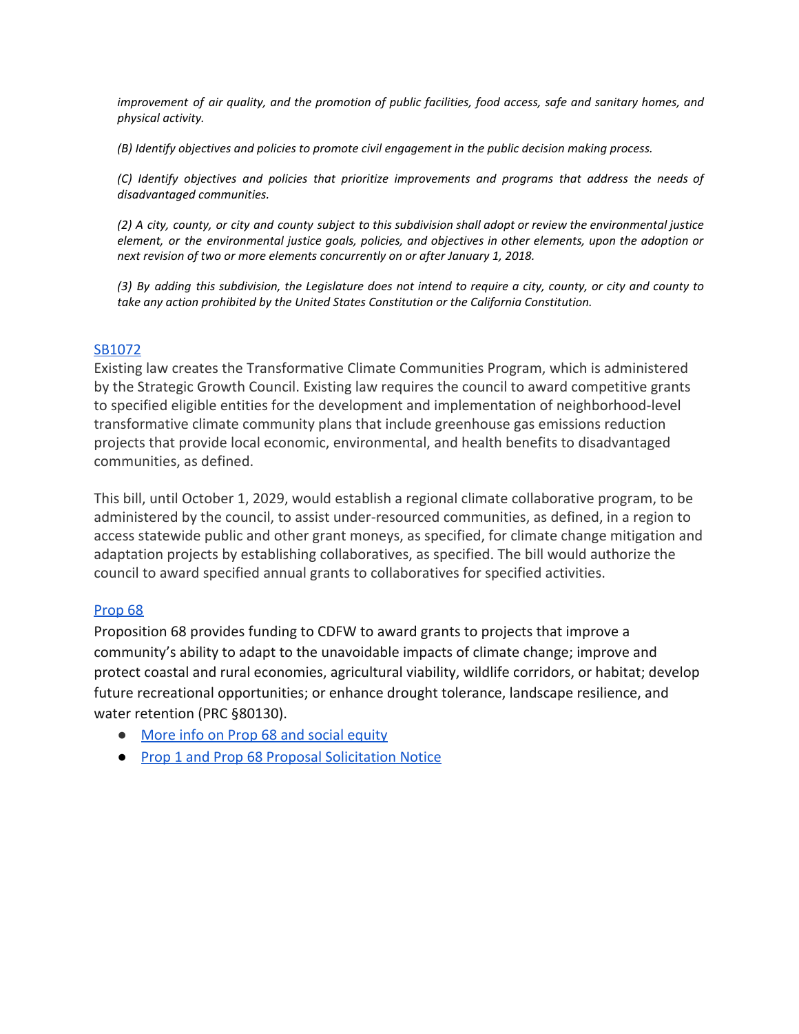*improvement of air quality, and the promotion of public facilities, food access, safe and sanitary homes, and physical activity.*

*(B) Identify objectives and policies to promote civil engagement in the public decision making process.*

*(C) Identify objectives and policies that prioritize improvements and programs that address the needs of disadvantaged communities.*

*(2) A city, county, or city and county subject to this subdivision shall adopt or review the environmental justice element, or the environmental justice goals, policies, and objectives in other elements, upon the adoption or next revision of two or more elements concurrently on or after January 1, 2018.*

*(3) By adding this subdivision, the Legislature does not intend to require a city, county, or city and county to take any action prohibited by the United States Constitution or the California Constitution.*

SB1072

Existing law creates the Transformative Climate Communities Program, which is administered by the Strategic Growth Council. Existing law requires the council to award competitive grants to specified eligible entities for the development and implementation of neighborhood-level transformative climate community plans that include greenhouse gas emissions reduction projects that provide local economic, environmental, and health benefits to disadvantaged communities, as defined.

This bill, until October 1, 2029, would establish a regional climate collaborative program, to be administered by the council, to assist under-resourced communities, as defined, in a region to access statewide public and other grant moneys, as specified, for climate change mitigation and adaptation projects by establishing collaboratives, as specified. The bill would authorize the council to award specified annual grants to collaboratives for specified activities.

Prop 68

Proposition 68 provides funding to CDFW to award grants to projects that improve a community's ability to adapt to the unavoidable impacts of climate change; improve and protect coastal and rural economies, agricultural viability, wildlife corridors, or habitat; develop future recreational opportunities; or enhance drought tolerance, landscape resilience, and water retention (PRC §80130).

- More info on Prop 68 and social equity
- Prop 1 and Prop 68 Proposal Solicitation Notice